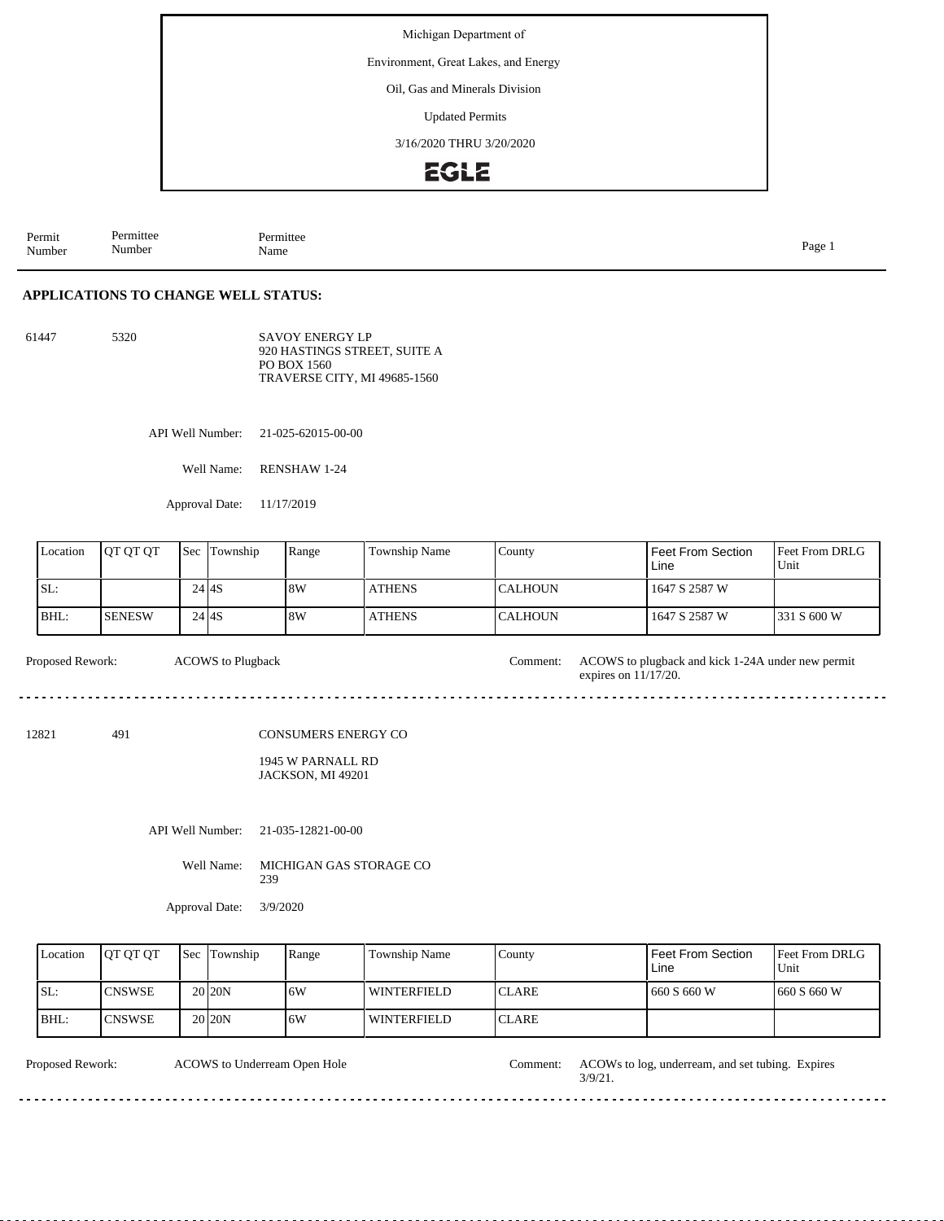Michigan Department of

Environment, Great Lakes, and Energy

Oil, Gas and Minerals Division

Updated Permits

3/16/2020 THRU 3/20/2020

EGLE

| Permit Number | Permittee Number | Permittee Name |
|---|---|---|

## APPLICATIONS TO CHANGE WELL STATUS:

**61447** &nbsp; **5320** &nbsp; SAVOY ENERGY LP
920 HASTINGS STREET, SUITE A
PO BOX 1560
TRAVERSE CITY, MI 49685-1560

API Well Number: 21-025-62015-00-00

Well Name: RENSHAW 1-24

Approval Date: 11/17/2019

| Location | QT QT QT | Sec | Township | Range | Township Name | County | Feet From Section Line | Feet From DRLG Unit |
|---|---|---|---|---|---|---|---|---|
| SL: | | 24 | 4S | 8W | ATHENS | CALHOUN | 1647 S 2587 W | |
| BHL: | SENESW | 24 | 4S | 8W | ATHENS | CALHOUN | 1647 S 2587 W | 331 S 600 W |

Proposed Rework: ACOWS to Plugback

Comment: ACOWS to plugback and kick 1-24A under new permit expires on 11/17/20.

---

**12821** &nbsp; **491** &nbsp; CONSUMERS ENERGY CO
1945 W PARNALL RD
JACKSON, MI 49201

API Well Number: 21-035-12821-00-00

Well Name: MICHIGAN GAS STORAGE CO 239

Approval Date: 3/9/2020

| Location | QT QT QT | Sec | Township | Range | Township Name | County | Feet From Section Line | Feet From DRLG Unit |
|---|---|---|---|---|---|---|---|---|
| SL: | CNSWSE | 20 | 20N | 6W | WINTERFIELD | CLARE | 660 S 660 W | 660 S 660 W |
| BHL: | CNSWSE | 20 | 20N | 6W | WINTERFIELD | CLARE | | |

Proposed Rework: ACOWS to Underream Open Hole

Comment: ACOWs to log, underream, and set tubing. Expires 3/9/21.

---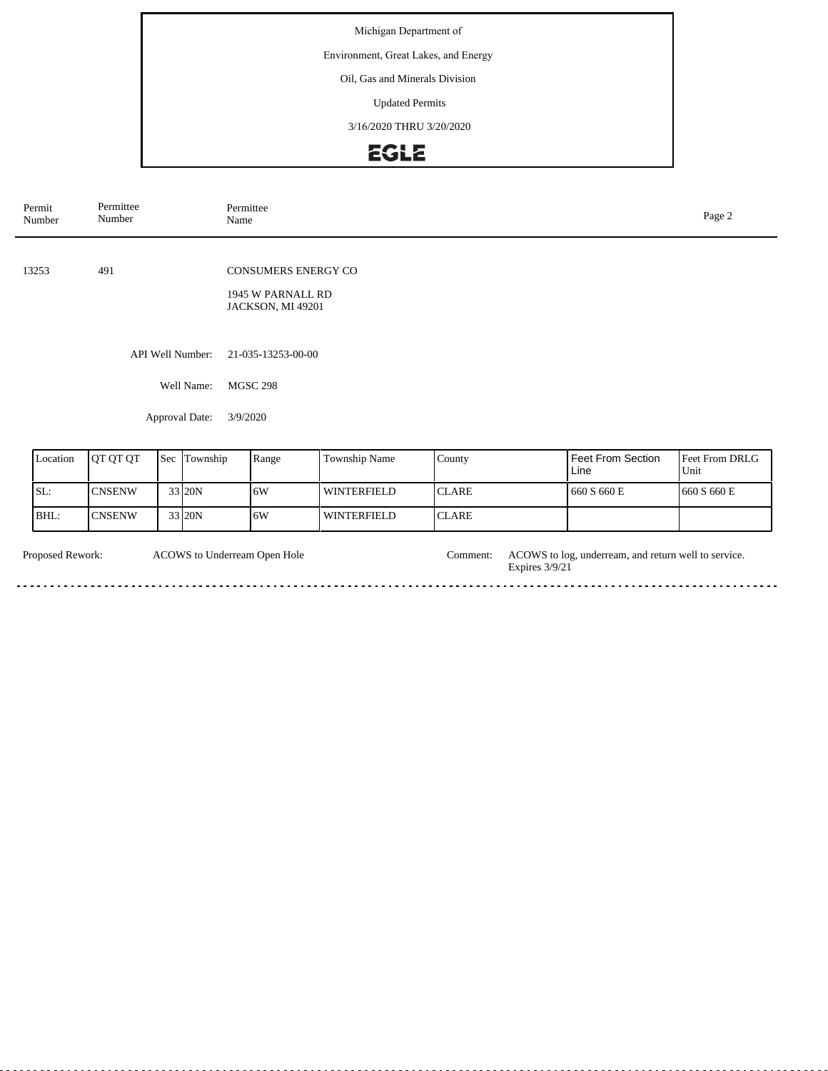Michigan Department of

Environment, Great Lakes, and Energy

Oil, Gas and Minerals Division

Updated Permits

3/16/2020 THRU 3/20/2020

EGLE

| Permit Number | Permittee Number | Permittee Name |
|---|---|---|
| 13253 | 491 | CONSUMERS ENERGY CO<br>1945 W PARNALL RD<br>JACKSON, MI 49201 |

API Well Number: 21-035-13253-00-00

Well Name: MGSC 298

Approval Date: 3/9/2020

| Location | QT QT QT | Sec | Township | Range | Township Name | County | Feet From Section Line | Feet From DRLG Unit |
|---|---|---|---|---|---|---|---|---|
| SL: | CNSENW | 33 | 20N | 6W | WINTERFIELD | CLARE | 660 S 660 E | 660 S 660 E |
| BHL: | CNSENW | 33 | 20N | 6W | WINTERFIELD | CLARE | | |

Proposed Rework: ACOWS to Underream Open Hole

Comment: ACOWS to log, underream, and return well to service. Expires 3/9/21